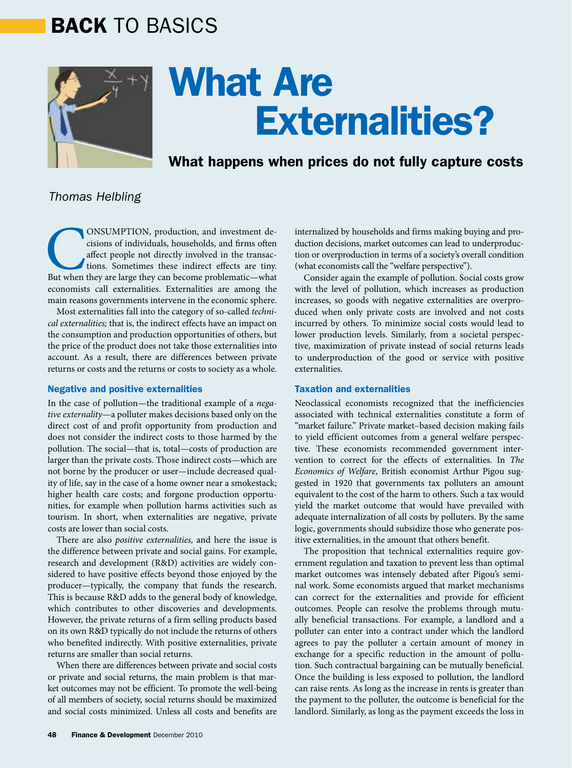BACK TO BASICS

# What Are Externalities?

## What happens when prices do not fully capture costs

*Thomas Helbling*

CONSUMPTION, production, and investment decisions of individuals, households, and firms often affect people not directly involved in the transactions. Sometimes these indirect effects are tiny. But when they are large they can become problematic—what economists call externalities. Externalities are among the main reasons governments intervene in the economic sphere.

Most externalities fall into the category of so-called *technical externalities;* that is, the indirect effects have an impact on the consumption and production opportunities of others, but the price of the product does not take those externalities into account. As a result, there are differences between private returns or costs and the returns or costs to society as a whole.

### Negative and positive externalities

In the case of pollution—the traditional example of a *negative externality*—a polluter makes decisions based only on the direct cost of and profit opportunity from production and does not consider the indirect costs to those harmed by the pollution. The social—that is, total—costs of production are larger than the private costs. Those indirect costs—which are not borne by the producer or user—include decreased quality of life, say in the case of a home owner near a smokestack; higher health care costs; and forgone production opportunities, for example when pollution harms activities such as tourism. In short, when externalities are negative, private costs are lower than social costs.

There are also *positive externalities,* and here the issue is the difference between private and social gains. For example, research and development (R&D) activities are widely considered to have positive effects beyond those enjoyed by the producer—typically, the company that funds the research. This is because R&D adds to the general body of knowledge, which contributes to other discoveries and developments. However, the private returns of a firm selling products based on its own R&D typically do not include the returns of others who benefited indirectly. With positive externalities, private returns are smaller than social returns.

When there are differences between private and social costs or private and social returns, the main problem is that market outcomes may not be efficient. To promote the well-being of all members of society, social returns should be maximized and social costs minimized. Unless all costs and benefits are internalized by households and firms making buying and production decisions, market outcomes can lead to underproduction or overproduction in terms of a society's overall condition (what economists call the "welfare perspective").

Consider again the example of pollution. Social costs grow with the level of pollution, which increases as production increases, so goods with negative externalities are overproduced when only private costs are involved and not costs incurred by others. To minimize social costs would lead to lower production levels. Similarly, from a societal perspective, maximization of private instead of social returns leads to underproduction of the good or service with positive externalities.

### Taxation and externalities

Neoclassical economists recognized that the inefficiencies associated with technical externalities constitute a form of "market failure." Private market–based decision making fails to yield efficient outcomes from a general welfare perspective. These economists recommended government intervention to correct for the effects of externalities. In *The Economics of Welfare*, British economist Arthur Pigou suggested in 1920 that governments tax polluters an amount equivalent to the cost of the harm to others. Such a tax would yield the market outcome that would have prevailed with adequate internalization of all costs by polluters. By the same logic, governments should subsidize those who generate positive externalities, in the amount that others benefit.

The proposition that technical externalities require government regulation and taxation to prevent less than optimal market outcomes was intensely debated after Pigou's seminal work. Some economists argued that market mechanisms can correct for the externalities and provide for efficient outcomes. People can resolve the problems through mutually beneficial transactions. For example, a landlord and a polluter can enter into a contract under which the landlord agrees to pay the polluter a certain amount of money in exchange for a specific reduction in the amount of pollution. Such contractual bargaining can be mutually beneficial. Once the building is less exposed to pollution, the landlord can raise rents. As long as the increase in rents is greater than the payment to the polluter, the outcome is beneficial for the landlord. Similarly, as long as the payment exceeds the loss in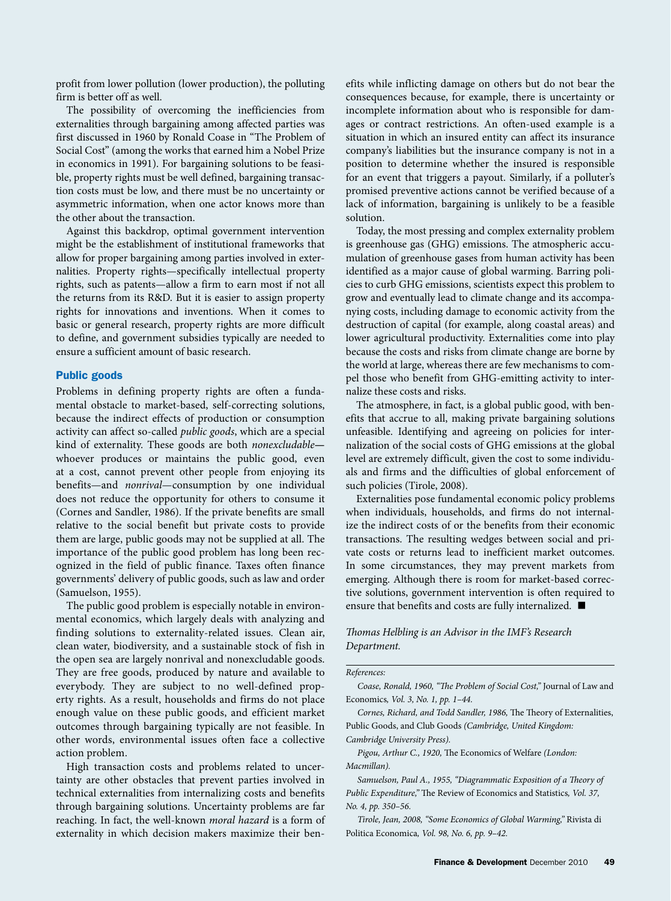profit from lower pollution (lower production), the polluting firm is better off as well.

The possibility of overcoming the inefficiencies from externalities through bargaining among affected parties was first discussed in 1960 by Ronald Coase in "The Problem of Social Cost" (among the works that earned him a Nobel Prize in economics in 1991). For bargaining solutions to be feasible, property rights must be well defined, bargaining transaction costs must be low, and there must be no uncertainty or asymmetric information, when one actor knows more than the other about the transaction.

Against this backdrop, optimal government intervention might be the establishment of institutional frameworks that allow for proper bargaining among parties involved in externalities. Property rights—specifically intellectual property rights, such as patents—allow a firm to earn most if not all the returns from its R&D. But it is easier to assign property rights for innovations and inventions. When it comes to basic or general research, property rights are more difficult to define, and government subsidies typically are needed to ensure a sufficient amount of basic research.

## Public goods

Problems in defining property rights are often a fundamental obstacle to market-based, self-correcting solutions, because the indirect effects of production or consumption activity can affect so-called *public goods*, which are a special kind of externality. These goods are both *nonexcludable*—whoever produces or maintains the public good, even at a cost, cannot prevent other people from enjoying its benefits—and *nonrival*—consumption by one individual does not reduce the opportunity for others to consume it (Cornes and Sandler, 1986). If the private benefits are small relative to the social benefit but private costs to provide them are large, public goods may not be supplied at all. The importance of the public good problem has long been recognized in the field of public finance. Taxes often finance governments' delivery of public goods, such as law and order (Samuelson, 1955).

The public good problem is especially notable in environmental economics, which largely deals with analyzing and finding solutions to externality-related issues. Clean air, clean water, biodiversity, and a sustainable stock of fish in the open sea are largely nonrival and nonexcludable goods. They are free goods, produced by nature and available to everybody. They are subject to no well-defined property rights. As a result, households and firms do not place enough value on these public goods, and efficient market outcomes through bargaining typically are not feasible. In other words, environmental issues often face a collective action problem.

High transaction costs and problems related to uncertainty are other obstacles that prevent parties involved in technical externalities from internalizing costs and benefits through bargaining solutions. Uncertainty problems are far reaching. In fact, the well-known *moral hazard* is a form of externality in which decision makers maximize their benefits while inflicting damage on others but do not bear the consequences because, for example, there is uncertainty or incomplete information about who is responsible for damages or contract restrictions. An often-used example is a situation in which an insured entity can affect its insurance company's liabilities but the insurance company is not in a position to determine whether the insured is responsible for an event that triggers a payout. Similarly, if a polluter's promised preventive actions cannot be verified because of a lack of information, bargaining is unlikely to be a feasible solution.

Today, the most pressing and complex externality problem is greenhouse gas (GHG) emissions. The atmospheric accumulation of greenhouse gases from human activity has been identified as a major cause of global warming. Barring policies to curb GHG emissions, scientists expect this problem to grow and eventually lead to climate change and its accompanying costs, including damage to economic activity from the destruction of capital (for example, along coastal areas) and lower agricultural productivity. Externalities come into play because the costs and risks from climate change are borne by the world at large, whereas there are few mechanisms to compel those who benefit from GHG-emitting activity to internalize these costs and risks.

The atmosphere, in fact, is a global public good, with benefits that accrue to all, making private bargaining solutions unfeasible. Identifying and agreeing on policies for internalization of the social costs of GHG emissions at the global level are extremely difficult, given the cost to some individuals and firms and the difficulties of global enforcement of such policies (Tirole, 2008).

Externalities pose fundamental economic policy problems when individuals, households, and firms do not internalize the indirect costs of or the benefits from their economic transactions. The resulting wedges between social and private costs or returns lead to inefficient market outcomes. In some circumstances, they may prevent markets from emerging. Although there is room for market-based corrective solutions, government intervention is often required to ensure that benefits and costs are fully internalized. ■

*Thomas Helbling is an Advisor in the IMF's Research Department.*

*References:*

*Coase, Ronald, 1960, "The Problem of Social Cost,"* Journal of Law and Economics*, Vol. 3, No. 1, pp. 1–44.*

*Cornes, Richard, and Todd Sandler, 1986,* The Theory of Externalities, Public Goods, and Club Goods *(Cambridge, United Kingdom: Cambridge University Press).*

*Pigou, Arthur C., 1920,* The Economics of Welfare *(London: Macmillan).*

*Samuelson, Paul A., 1955, "Diagrammatic Exposition of a Theory of Public Expenditure,"* The Review of Economics and Statistics*, Vol. 37, No. 4, pp. 350–56.*

*Tirole, Jean, 2008, "Some Economics of Global Warming,"* Rivista di Politica Economica*, Vol. 98, No. 6, pp. 9–42.*